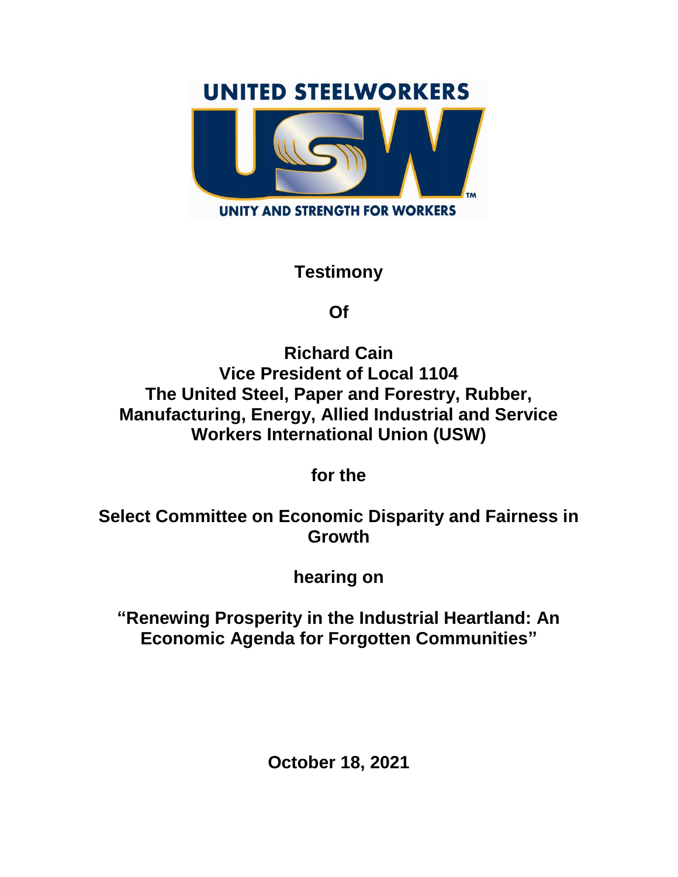UNITED STEELWORKERS

USW

UNITY AND STRENGTH FOR WORKERS

**Testimony**

**Of**

**Richard Cain**
**Vice President of Local 1104**
**The United Steel, Paper and Forestry, Rubber, Manufacturing, Energy, Allied Industrial and Service Workers International Union (USW)**

**for the**

**Select Committee on Economic Disparity and Fairness in Growth**

**hearing on**

**"Renewing Prosperity in the Industrial Heartland: An Economic Agenda for Forgotten Communities"**

**October 18, 2021**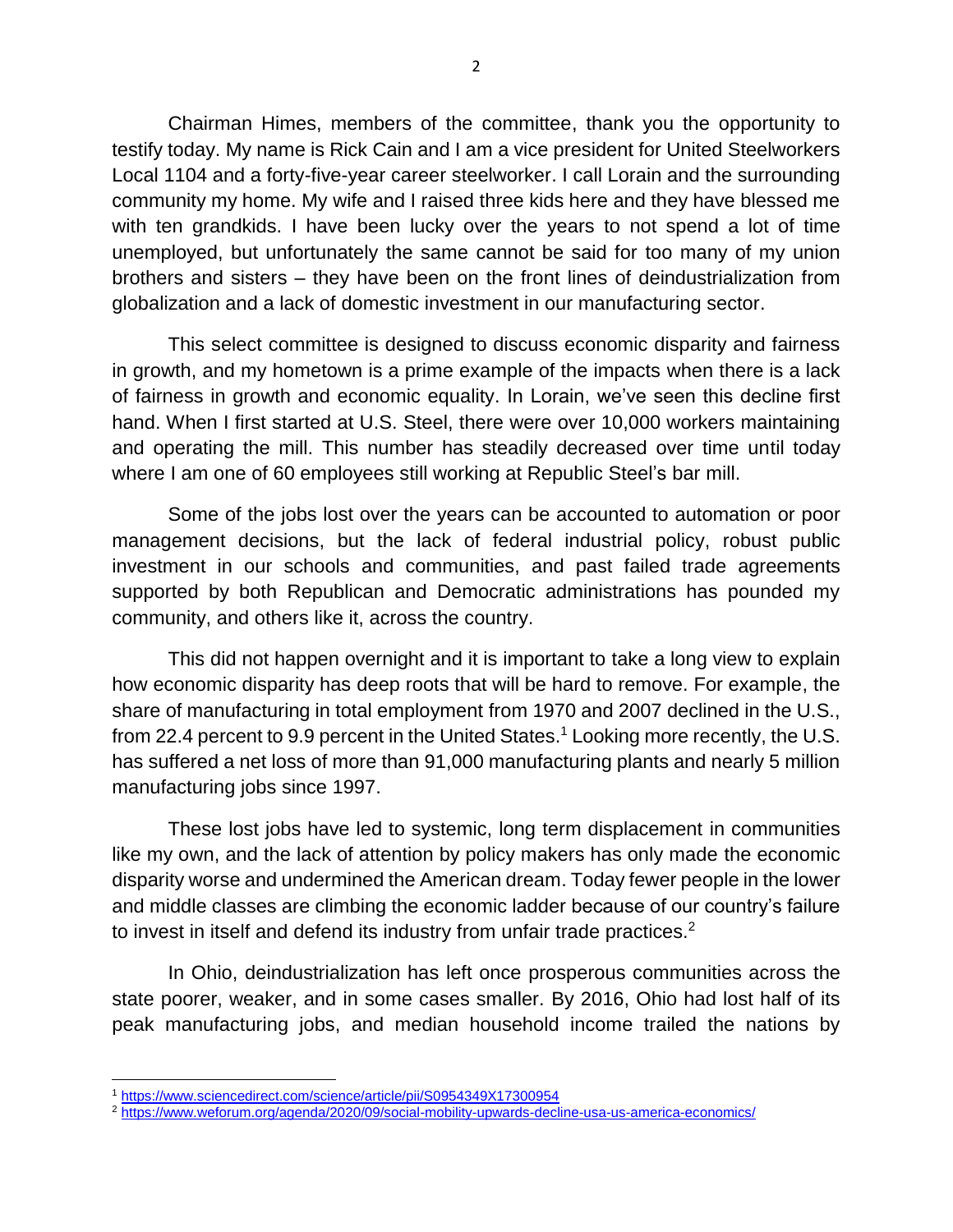Chairman Himes, members of the committee, thank you the opportunity to testify today. My name is Rick Cain and I am a vice president for United Steelworkers Local 1104 and a forty-five-year career steelworker. I call Lorain and the surrounding community my home. My wife and I raised three kids here and they have blessed me with ten grandkids. I have been lucky over the years to not spend a lot of time unemployed, but unfortunately the same cannot be said for too many of my union brothers and sisters – they have been on the front lines of deindustrialization from globalization and a lack of domestic investment in our manufacturing sector.

This select committee is designed to discuss economic disparity and fairness in growth, and my hometown is a prime example of the impacts when there is a lack of fairness in growth and economic equality. In Lorain, we've seen this decline first hand. When I first started at U.S. Steel, there were over 10,000 workers maintaining and operating the mill. This number has steadily decreased over time until today where I am one of 60 employees still working at Republic Steel's bar mill.

Some of the jobs lost over the years can be accounted to automation or poor management decisions, but the lack of federal industrial policy, robust public investment in our schools and communities, and past failed trade agreements supported by both Republican and Democratic administrations has pounded my community, and others like it, across the country.

This did not happen overnight and it is important to take a long view to explain how economic disparity has deep roots that will be hard to remove. For example, the share of manufacturing in total employment from 1970 and 2007 declined in the U.S., from 22.4 percent to 9.9 percent in the United States.[1] Looking more recently, the U.S. has suffered a net loss of more than 91,000 manufacturing plants and nearly 5 million manufacturing jobs since 1997.

These lost jobs have led to systemic, long term displacement in communities like my own, and the lack of attention by policy makers has only made the economic disparity worse and undermined the American dream. Today fewer people in the lower and middle classes are climbing the economic ladder because of our country's failure to invest in itself and defend its industry from unfair trade practices.[2]

In Ohio, deindustrialization has left once prosperous communities across the state poorer, weaker, and in some cases smaller. By 2016, Ohio had lost half of its peak manufacturing jobs, and median household income trailed the nations by

[1] https://www.sciencedirect.com/science/article/pii/S0954349X17300954

[2] https://www.weforum.org/agenda/2020/09/social-mobility-upwards-decline-usa-us-america-economics/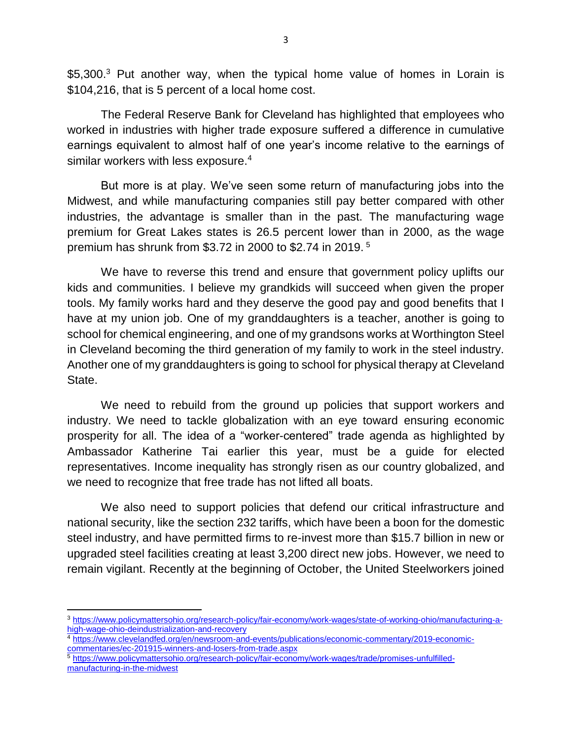$5,300.[3] Put another way, when the typical home value of homes in Lorain is $104,216, that is 5 percent of a local home cost.

The Federal Reserve Bank for Cleveland has highlighted that employees who worked in industries with higher trade exposure suffered a difference in cumulative earnings equivalent to almost half of one year's income relative to the earnings of similar workers with less exposure.[4]

But more is at play. We've seen some return of manufacturing jobs into the Midwest, and while manufacturing companies still pay better compared with other industries, the advantage is smaller than in the past. The manufacturing wage premium for Great Lakes states is 26.5 percent lower than in 2000, as the wage premium has shrunk from $3.72 in 2000 to $2.74 in 2019.[5]

We have to reverse this trend and ensure that government policy uplifts our kids and communities. I believe my grandkids will succeed when given the proper tools. My family works hard and they deserve the good pay and good benefits that I have at my union job. One of my granddaughters is a teacher, another is going to school for chemical engineering, and one of my grandsons works at Worthington Steel in Cleveland becoming the third generation of my family to work in the steel industry. Another one of my granddaughters is going to school for physical therapy at Cleveland State.

We need to rebuild from the ground up policies that support workers and industry. We need to tackle globalization with an eye toward ensuring economic prosperity for all. The idea of a "worker-centered" trade agenda as highlighted by Ambassador Katherine Tai earlier this year, must be a guide for elected representatives. Income inequality has strongly risen as our country globalized, and we need to recognize that free trade has not lifted all boats.

We also need to support policies that defend our critical infrastructure and national security, like the section 232 tariffs, which have been a boon for the domestic steel industry, and have permitted firms to re-invest more than $15.7 billion in new or upgraded steel facilities creating at least 3,200 direct new jobs. However, we need to remain vigilant. Recently at the beginning of October, the United Steelworkers joined

---

[3] https://www.policymattersohio.org/research-policy/fair-economy/work-wages/state-of-working-ohio/manufacturing-a-high-wage-ohio-deindustrialization-and-recovery

[4] https://www.clevelandfed.org/en/newsroom-and-events/publications/economic-commentary/2019-economic-commentaries/ec-201915-winners-and-losers-from-trade.aspx

[5] https://www.policymattersohio.org/research-policy/fair-economy/work-wages/trade/promises-unfulfilled-manufacturing-in-the-midwest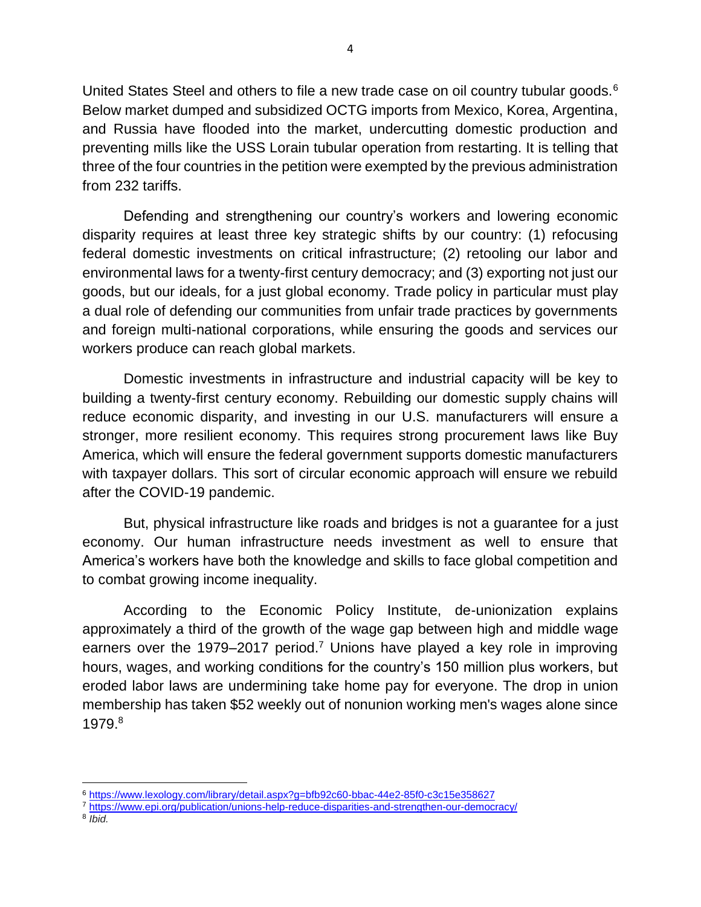United States Steel and others to file a new trade case on oil country tubular goods.[6] Below market dumped and subsidized OCTG imports from Mexico, Korea, Argentina, and Russia have flooded into the market, undercutting domestic production and preventing mills like the USS Lorain tubular operation from restarting. It is telling that three of the four countries in the petition were exempted by the previous administration from 232 tariffs.

Defending and strengthening our country's workers and lowering economic disparity requires at least three key strategic shifts by our country: (1) refocusing federal domestic investments on critical infrastructure; (2) retooling our labor and environmental laws for a twenty-first century democracy; and (3) exporting not just our goods, but our ideals, for a just global economy. Trade policy in particular must play a dual role of defending our communities from unfair trade practices by governments and foreign multi-national corporations, while ensuring the goods and services our workers produce can reach global markets.

Domestic investments in infrastructure and industrial capacity will be key to building a twenty-first century economy. Rebuilding our domestic supply chains will reduce economic disparity, and investing in our U.S. manufacturers will ensure a stronger, more resilient economy. This requires strong procurement laws like Buy America, which will ensure the federal government supports domestic manufacturers with taxpayer dollars. This sort of circular economic approach will ensure we rebuild after the COVID-19 pandemic.

But, physical infrastructure like roads and bridges is not a guarantee for a just economy. Our human infrastructure needs investment as well to ensure that America's workers have both the knowledge and skills to face global competition and to combat growing income inequality.

According to the Economic Policy Institute, de-unionization explains approximately a third of the growth of the wage gap between high and middle wage earners over the 1979–2017 period.[7] Unions have played a key role in improving hours, wages, and working conditions for the country's 150 million plus workers, but eroded labor laws are undermining take home pay for everyone. The drop in union membership has taken $52 weekly out of nonunion working men's wages alone since 1979.[8]

---

[6] https://www.lexology.com/library/detail.aspx?g=bfb92c60-bbac-44e2-85f0-c3c15e358627

[7] https://www.epi.org/publication/unions-help-reduce-disparities-and-strengthen-our-democracy/

[8] *Ibid.*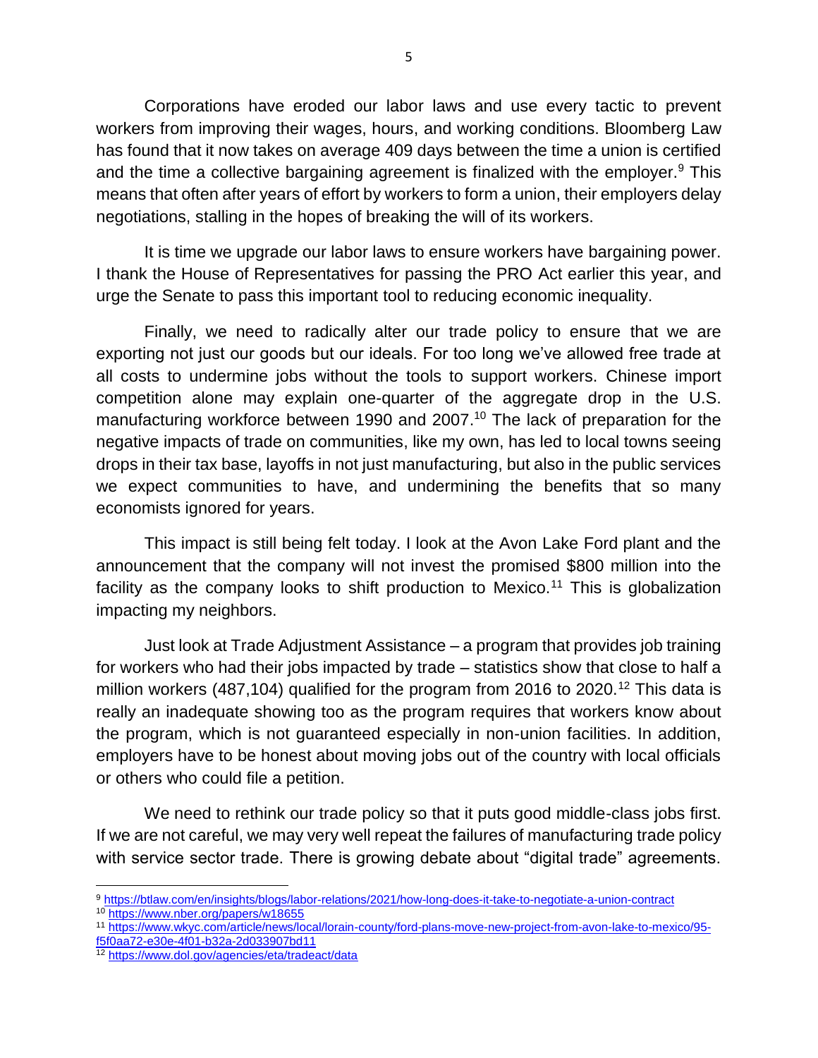Corporations have eroded our labor laws and use every tactic to prevent workers from improving their wages, hours, and working conditions. Bloomberg Law has found that it now takes on average 409 days between the time a union is certified and the time a collective bargaining agreement is finalized with the employer.[9] This means that often after years of effort by workers to form a union, their employers delay negotiations, stalling in the hopes of breaking the will of its workers.

It is time we upgrade our labor laws to ensure workers have bargaining power. I thank the House of Representatives for passing the PRO Act earlier this year, and urge the Senate to pass this important tool to reducing economic inequality.

Finally, we need to radically alter our trade policy to ensure that we are exporting not just our goods but our ideals. For too long we've allowed free trade at all costs to undermine jobs without the tools to support workers. Chinese import competition alone may explain one-quarter of the aggregate drop in the U.S. manufacturing workforce between 1990 and 2007.[10] The lack of preparation for the negative impacts of trade on communities, like my own, has led to local towns seeing drops in their tax base, layoffs in not just manufacturing, but also in the public services we expect communities to have, and undermining the benefits that so many economists ignored for years.

This impact is still being felt today. I look at the Avon Lake Ford plant and the announcement that the company will not invest the promised $800 million into the facility as the company looks to shift production to Mexico.[11] This is globalization impacting my neighbors.

Just look at Trade Adjustment Assistance – a program that provides job training for workers who had their jobs impacted by trade – statistics show that close to half a million workers (487,104) qualified for the program from 2016 to 2020.[12] This data is really an inadequate showing too as the program requires that workers know about the program, which is not guaranteed especially in non-union facilities. In addition, employers have to be honest about moving jobs out of the country with local officials or others who could file a petition.

We need to rethink our trade policy so that it puts good middle-class jobs first. If we are not careful, we may very well repeat the failures of manufacturing trade policy with service sector trade. There is growing debate about "digital trade" agreements.

---

[9] https://btlaw.com/en/insights/blogs/labor-relations/2021/how-long-does-it-take-to-negotiate-a-union-contract

[10] https://www.nber.org/papers/w18655

[11] https://www.wkyc.com/article/news/local/lorain-county/ford-plans-move-new-project-from-avon-lake-to-mexico/95-f5f0aa72-e30e-4f01-b32a-2d033907bd11

[12] https://www.dol.gov/agencies/eta/tradeact/data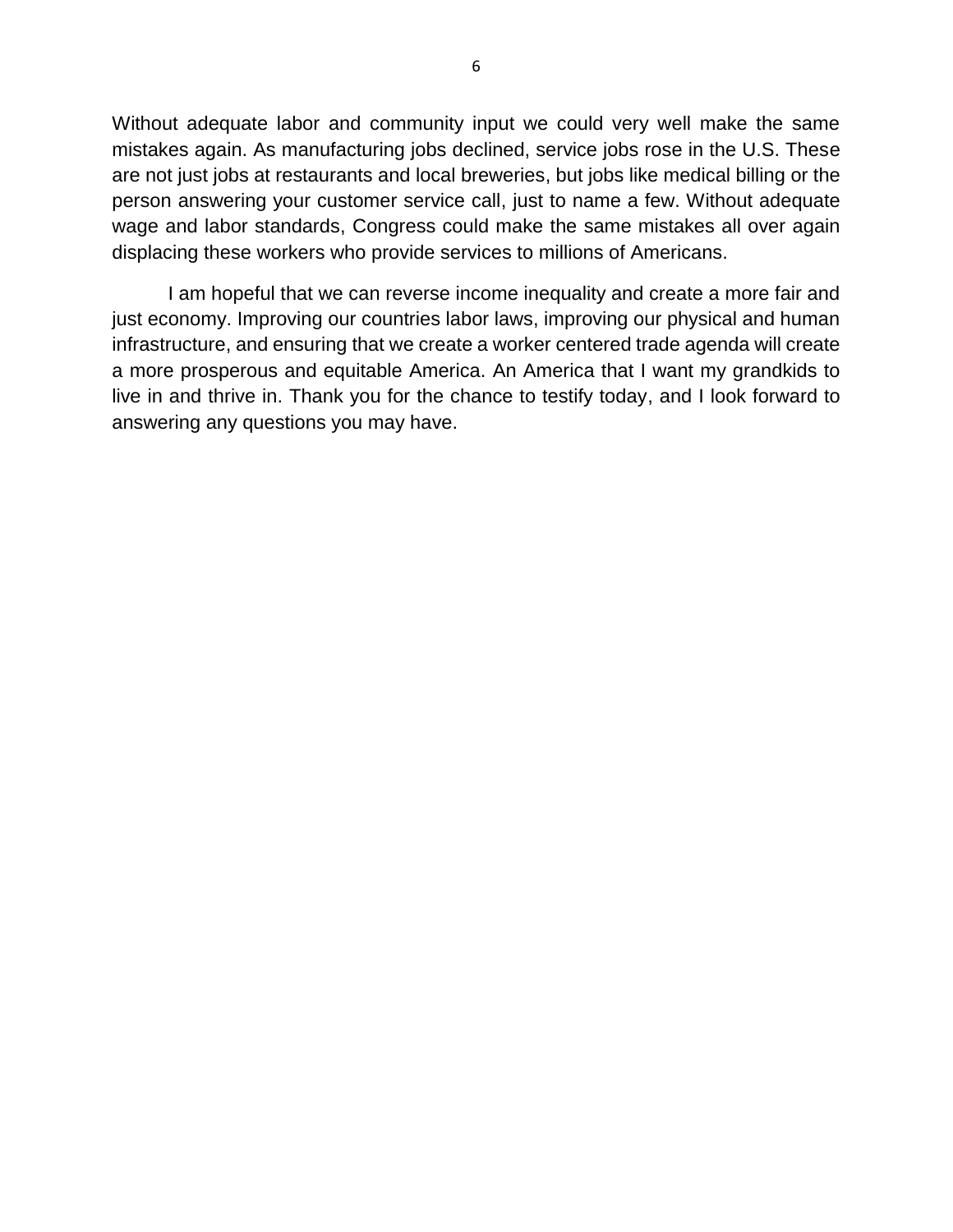Without adequate labor and community input we could very well make the same mistakes again. As manufacturing jobs declined, service jobs rose in the U.S. These are not just jobs at restaurants and local breweries, but jobs like medical billing or the person answering your customer service call, just to name a few. Without adequate wage and labor standards, Congress could make the same mistakes all over again displacing these workers who provide services to millions of Americans.

I am hopeful that we can reverse income inequality and create a more fair and just economy. Improving our countries labor laws, improving our physical and human infrastructure, and ensuring that we create a worker centered trade agenda will create a more prosperous and equitable America. An America that I want my grandkids to live in and thrive in. Thank you for the chance to testify today, and I look forward to answering any questions you may have.